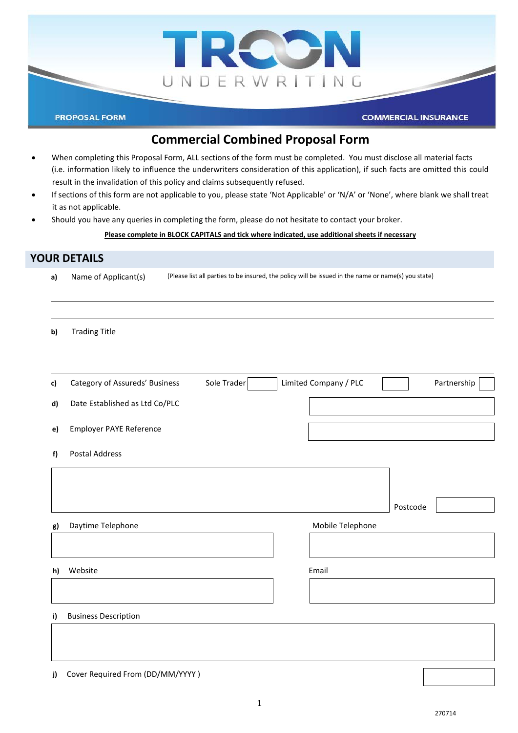TROON UNDERWRITING

PROPOSAL FORM — COMMERCIAL INSURANCE

# Commercial Combined Proposal Form

- When completing this Proposal Form, ALL sections of the form must be completed. You must disclose all material facts (i.e. information likely to influence the underwriters consideration of this application), if such facts are omitted this could result in the invalidation of this policy and claims subsequently refused.
- If sections of this form are not applicable to you, please state 'Not Applicable' or 'N/A' or 'None', where blank we shall treat it as not applicable.
- Should you have any queries in completing the form, please do not hesitate to contact your broker.

**Please complete in BLOCK CAPITALS and tick where indicated, use additional sheets if necessary**

## YOUR DETAILS

**a)** Name of Applicant(s) (Please list all parties to be insured, the policy will be issued in the name or name(s) you state)

______________________________________________

______________________________________________

**b)** Trading Title

______________________________________________

______________________________________________

**c)** Category of Assureds' Business Sole Trader ☐ Limited Company / PLC ☐ Partnership ☐

**d)** Date Established as Ltd Co/PLC ______________

**e)** Employer PAYE Reference ______________

**f)** Postal Address

______________________________________________

Postcode ______________

**g)** Daytime Telephone ______________ Mobile Telephone ______________

**h)** Website ______________ Email ______________

**i)** Business Description

______________________________________________

**j)** Cover Required From (DD/MM/YYYY ) ______________

270714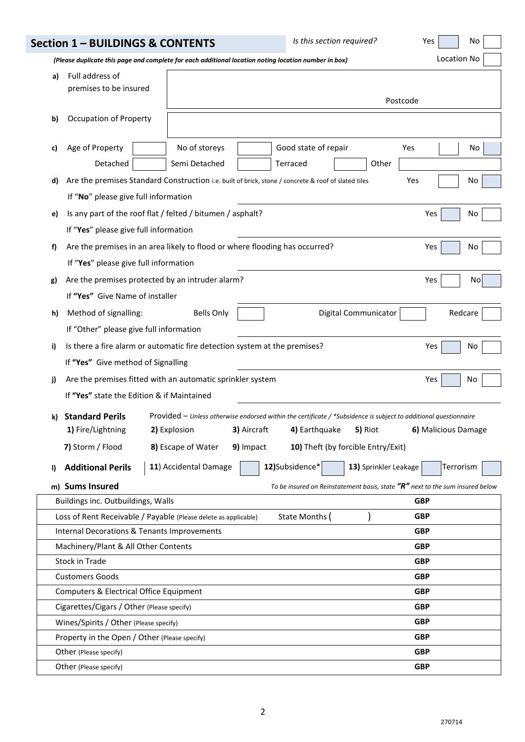## Section 1 – BUILDINGS & CONTENTS

*Is this section required?* Yes ☐ No ☐

***(Please duplicate this page and complete for each additional location noting location number in box)*** Location No ☐

**a)** Full address of premises to be insured

Postcode

**b)** Occupation of Property

**c)** Age of Property ☐ No of storeys ☐ Good state of repair Yes ☐ No ☐

Detached ☐ Semi Detached ☐ Terraced ☐ Other ☐

**d)** Are the premises Standard Construction i.e. built of brick, stone / concrete & roof of slated tiles Yes ☐ No ☐

If "**No**" please give full information

**e)** Is any part of the roof flat / felted / bitumen / asphalt? Yes ☐ No ☐

If "**Yes**" please give full information

**f)** Are the premises in an area likely to flood or where flooding has occurred? Yes ☐ No ☐

If "**Yes**" please give full information

**g)** Are the premises protected by an intruder alarm? Yes ☐ No ☐

If **"Yes"** Give Name of installer

**h)** Method of signalling: Bells Only ☐ Digital Communicator ☐ Redcare ☐

If "Other" please give full information

**i)** Is there a fire alarm or automatic fire detection system at the premises? Yes ☐ No ☐

If **"Yes"** Give method of Signalling

**j)** Are the premises fitted with an automatic sprinkler system Yes ☐ No ☐

If **"Yes"** state the Edition & if Maintained

**k) Standard Perils** Provided – *Unless otherwise endorsed within the certificate / \*Subsidence is subject to additional questionnaire*

**1)** Fire/Lightning **2)** Explosion **3)** Aircraft **4)** Earthquake **5)** Riot **6)** Malicious Damage

**7)** Storm / Flood **8)** Escape of Water **9)** Impact **10)** Theft (by forcible Entry/Exit)

**l) Additional Perils** **11)** Accidental Damage ☐ **12)**Subsidence* ☐ **13)** Sprinkler Leakage ☐ Terrorism ☐

**m) Sums Insured** *To be insured on Reinstatement basis, state **"R"** next to the sum insured below*

| | | |
|---|---|---|
| Buildings inc. Outbuildings, Walls | | **GBP** |
| Loss of Rent Receivable / Payable (Please delete as applicable) | State Months ( ) | **GBP** |
| Internal Decorations & Tenants Improvements | | **GBP** |
| Machinery/Plant & All Other Contents | | **GBP** |
| Stock in Trade | | **GBP** |
| Customers Goods | | **GBP** |
| Computers & Electrical Office Equipment | | **GBP** |
| Cigarettes/Cigars / Other (Please specify) | | **GBP** |
| Wines/Spirits / Other (Please specify) | | **GBP** |
| Property in the Open / Other (Please specify) | | **GBP** |
| Other (Please specify) | | **GBP** |
| Other (Please specify) | | **GBP** |

270714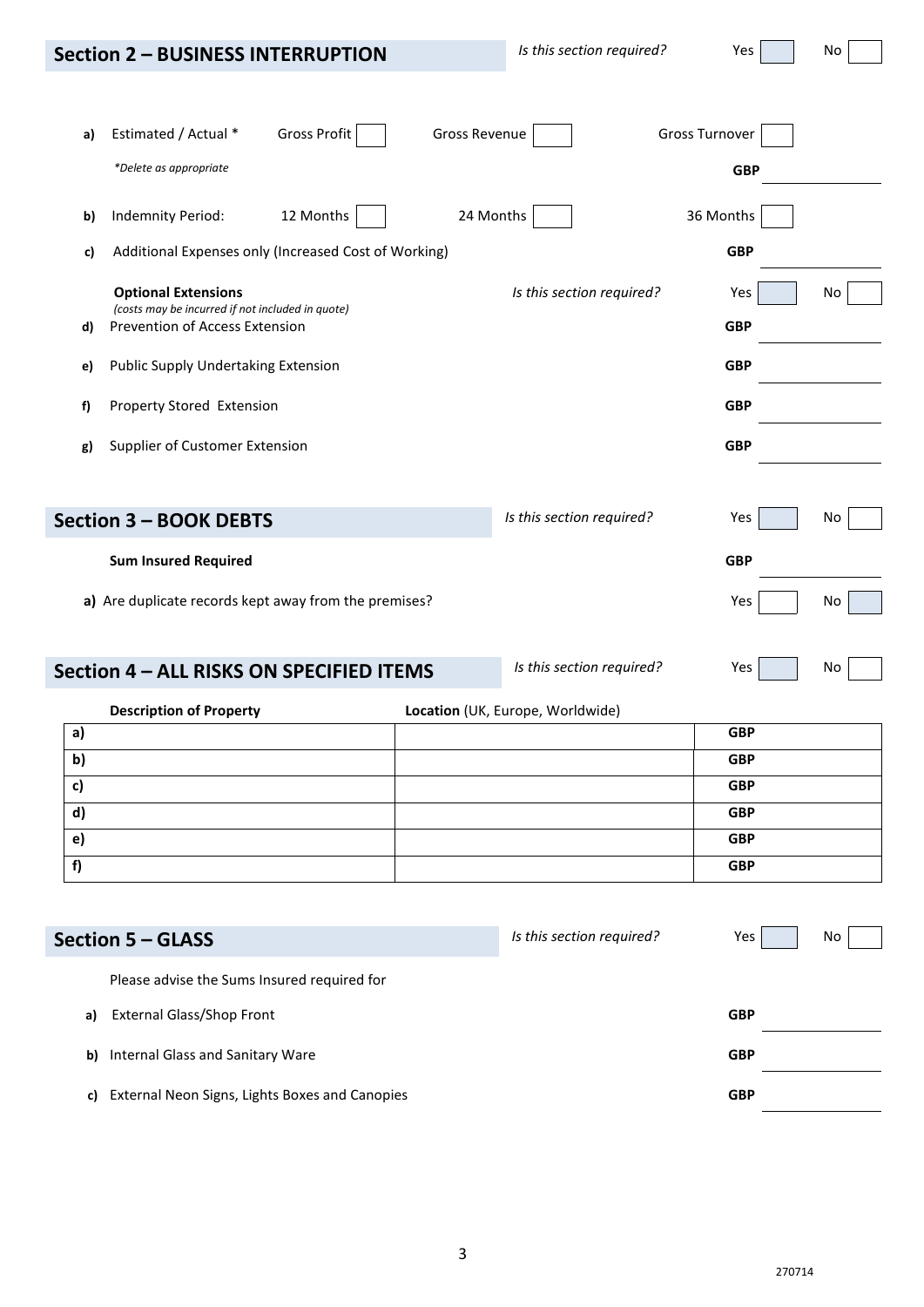## Section 2 – BUSINESS INTERRUPTION

*Is this section required?* Yes ☐ No ☐

a) Estimated / Actual * Gross Profit ☐ Gross Revenue ☐ Gross Turnover ☐

*\*Delete as appropriate*

GBP ________

b) Indemnity Period: 12 Months ☐ 24 Months ☐ 36 Months ☐

c) Additional Expenses only (Increased Cost of Working) GBP ________

**Optional Extensions** *Is this section required?* Yes ☐ No ☐

*(costs may be incurred if not included in quote)*

d) Prevention of Access Extension GBP ________

e) Public Supply Undertaking Extension GBP ________

f) Property Stored Extension GBP ________

g) Supplier of Customer Extension GBP ________

## Section 3 – BOOK DEBTS

*Is this section required?* Yes ☐ No ☐

**Sum Insured Required** GBP ________

**a)** Are duplicate records kept away from the premises? Yes ☐ No ☐

## Section 4 – ALL RISKS ON SPECIFIED ITEMS

*Is this section required?* Yes ☐ No ☐

| Description of Property | Location (UK, Europe, Worldwide) | |
|---|---|---|
| a) | | GBP |
| b) | | GBP |
| c) | | GBP |
| d) | | GBP |
| e) | | GBP |
| f) | | GBP |

## Section 5 – GLASS

*Is this section required?* Yes ☐ No ☐

Please advise the Sums Insured required for

a) External Glass/Shop Front GBP ________

b) Internal Glass and Sanitary Ware GBP ________

c) External Neon Signs, Lights Boxes and Canopies GBP ________

270714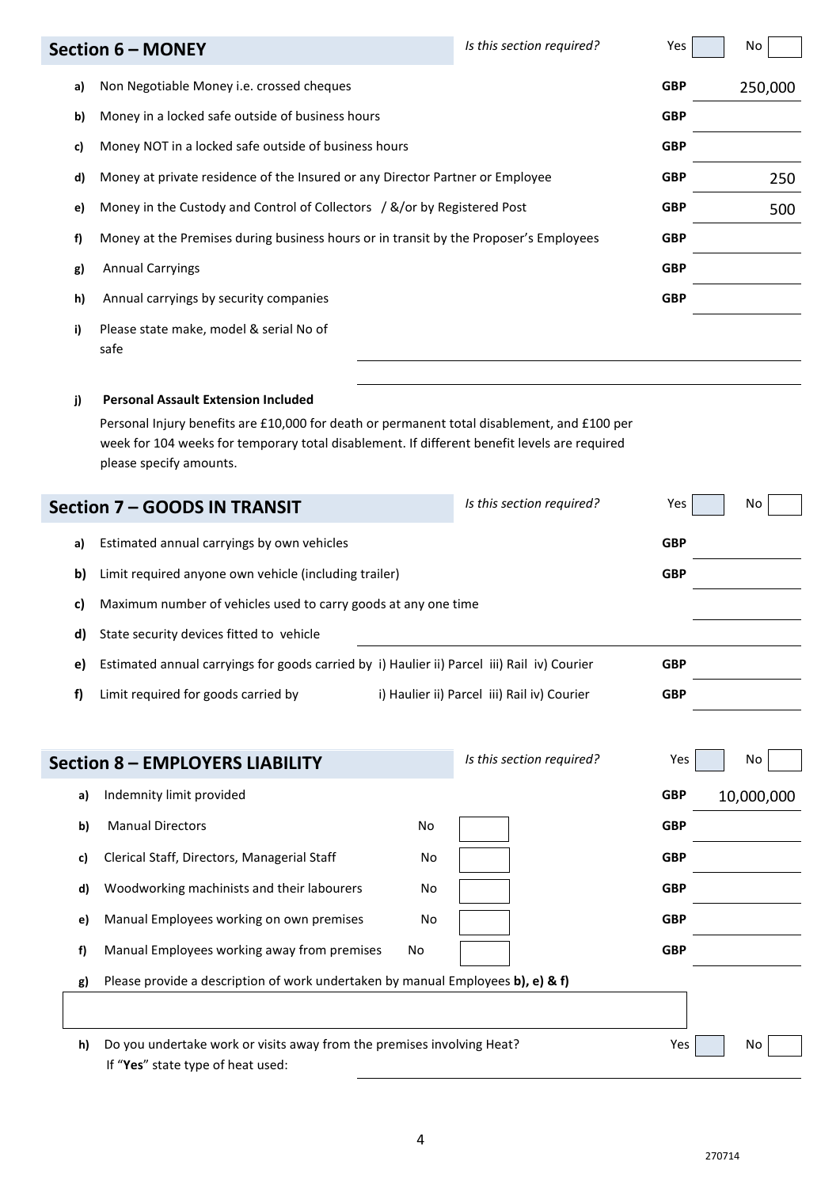## Section 6 – MONEY

*Is this section required?* Yes [ ] No [ ]

| | | | |
|---|---|---|---|
| a) | Non Negotiable Money i.e. crossed cheques | GBP | 250,000 |
| b) | Money in a locked safe outside of business hours | GBP | |
| c) | Money NOT in a locked safe outside of business hours | GBP | |
| d) | Money at private residence of the Insured or any Director Partner or Employee | GBP | 250 |
| e) | Money in the Custody and Control of Collectors / &/or by Registered Post | GBP | 500 |
| f) | Money at the Premises during business hours or in transit by the Proposer's Employees | GBP | |
| g) | Annual Carryings | GBP | |
| h) | Annual carryings by security companies | GBP | |
| i) | Please state make, model & serial No of safe | | |

**j) Personal Assault Extension Included**

Personal Injury benefits are £10,000 for death or permanent total disablement, and £100 per week for 104 weeks for temporary total disablement. If different benefit levels are required please specify amounts.

## Section 7 – GOODS IN TRANSIT

*Is this section required?* Yes [ ] No [ ]

| | | | |
|---|---|---|---|
| a) | Estimated annual carryings by own vehicles | GBP | |
| b) | Limit required anyone own vehicle (including trailer) | GBP | |
| c) | Maximum number of vehicles used to carry goods at any one time | | |
| d) | State security devices fitted to vehicle | | |
| e) | Estimated annual carryings for goods carried by i) Haulier ii) Parcel iii) Rail iv) Courier | GBP | |
| f) | Limit required for goods carried by i) Haulier ii) Parcel iii) Rail iv) Courier | GBP | |

## Section 8 – EMPLOYERS LIABILITY

*Is this section required?* Yes [ ] No [ ]

| | | | | |
|---|---|---|---|---|
| a) | Indemnity limit provided | | GBP | 10,000,000 |
| b) | Manual Directors | No | GBP | |
| c) | Clerical Staff, Directors, Managerial Staff | No | GBP | |
| d) | Woodworking machinists and their labourers | No | GBP | |
| e) | Manual Employees working on own premises | No | GBP | |
| f) | Manual Employees working away from premises | No | GBP | |

g) Please provide a description of work undertaken by manual Employees **b), e) & f)**

h) Do you undertake work or visits away from the premises involving Heat? Yes [ ] No [ ]
If "**Yes**" state type of heat used:

270714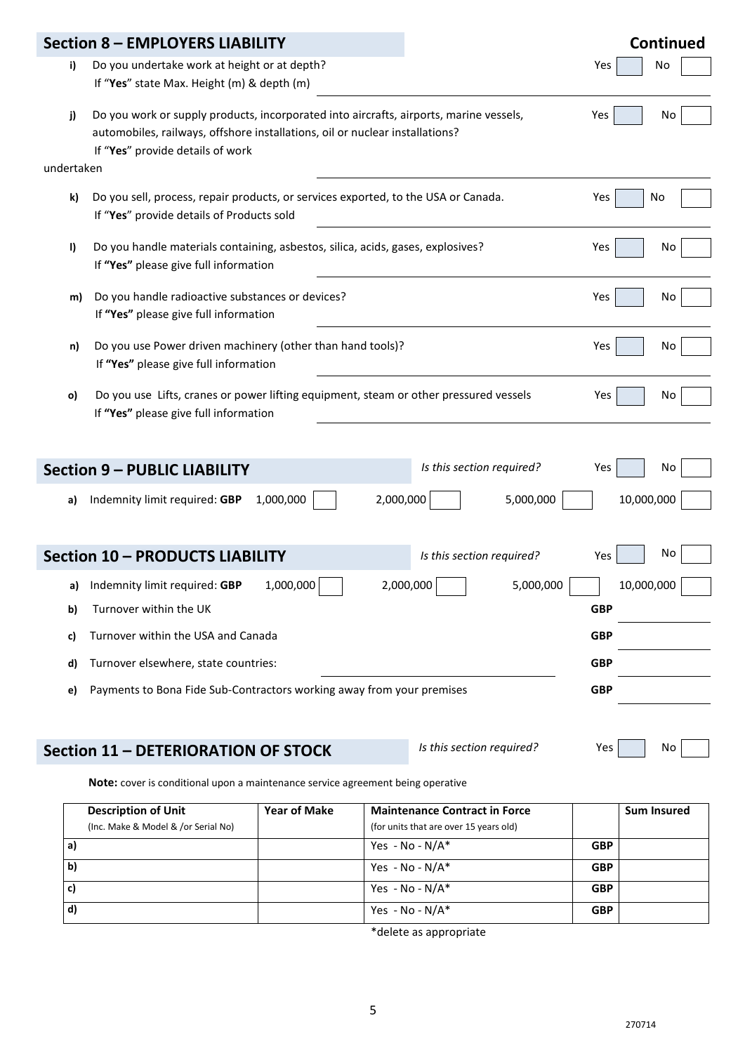## Section 8 – EMPLOYERS LIABILITY

**Continued**

**i)** Do you undertake work at height or at depth? Yes ☐ No ☐
If "**Yes**" state Max. Height (m) & depth (m) ______________________

**j)** Do you work or supply products, incorporated into aircrafts, airports, marine vessels, automobiles, railways, offshore installations, oil or nuclear installations? Yes ☐ No ☐
If "**Yes**" provide details of work undertaken ______________________

**k)** Do you sell, process, repair products, or services exported, to the USA or Canada. Yes ☐ No ☐
If "**Yes**" provide details of Products sold ______________________

**l)** Do you handle materials containing, asbestos, silica, acids, gases, explosives? Yes ☐ No ☐
If **"Yes"** please give full information ______________________

**m)** Do you handle radioactive substances or devices? Yes ☐ No ☐
If **"Yes"** please give full information ______________________

**n)** Do you use Power driven machinery (other than hand tools)? Yes ☐ No ☐
If **"Yes"** please give full information ______________________

**o)** Do you use Lifts, cranes or power lifting equipment, steam or other pressured vessels Yes ☐ No ☐
If **"Yes"** please give full information ______________________

## Section 9 – PUBLIC LIABILITY

*Is this section required?* Yes ☐ No ☐

**a)** Indemnity limit required: **GBP** 1,000,000 ☐ 2,000,000 ☐ 5,000,000 ☐ 10,000,000 ☐

## Section 10 – PRODUCTS LIABILITY

*Is this section required?* Yes ☐ No ☐

**a)** Indemnity limit required: **GBP** 1,000,000 ☐ 2,000,000 ☐ 5,000,000 ☐ 10,000,000 ☐

**b)** Turnover within the UK **GBP** ______________

**c)** Turnover within the USA and Canada **GBP** ______________

**d)** Turnover elsewhere, state countries: ______________________ **GBP** ______________

**e)** Payments to Bona Fide Sub-Contractors working away from your premises **GBP** ______________

## Section 11 – DETERIORATION OF STOCK

*Is this section required?* Yes ☐ No ☐

**Note:** cover is conditional upon a maintenance service agreement being operative

| **Description of Unit** (Inc. Make & Model & /or Serial No) | **Year of Make** | **Maintenance Contract in Force** (for units that are over 15 years old) | | **Sum Insured** |
|---|---|---|---|---|
| **a)** | | Yes - No - N/A* | **GBP** | |
| **b)** | | Yes - No - N/A* | **GBP** | |
| **c)** | | Yes - No - N/A* | **GBP** | |
| **d)** | | Yes - No - N/A* | **GBP** | |

*delete as appropriate

270714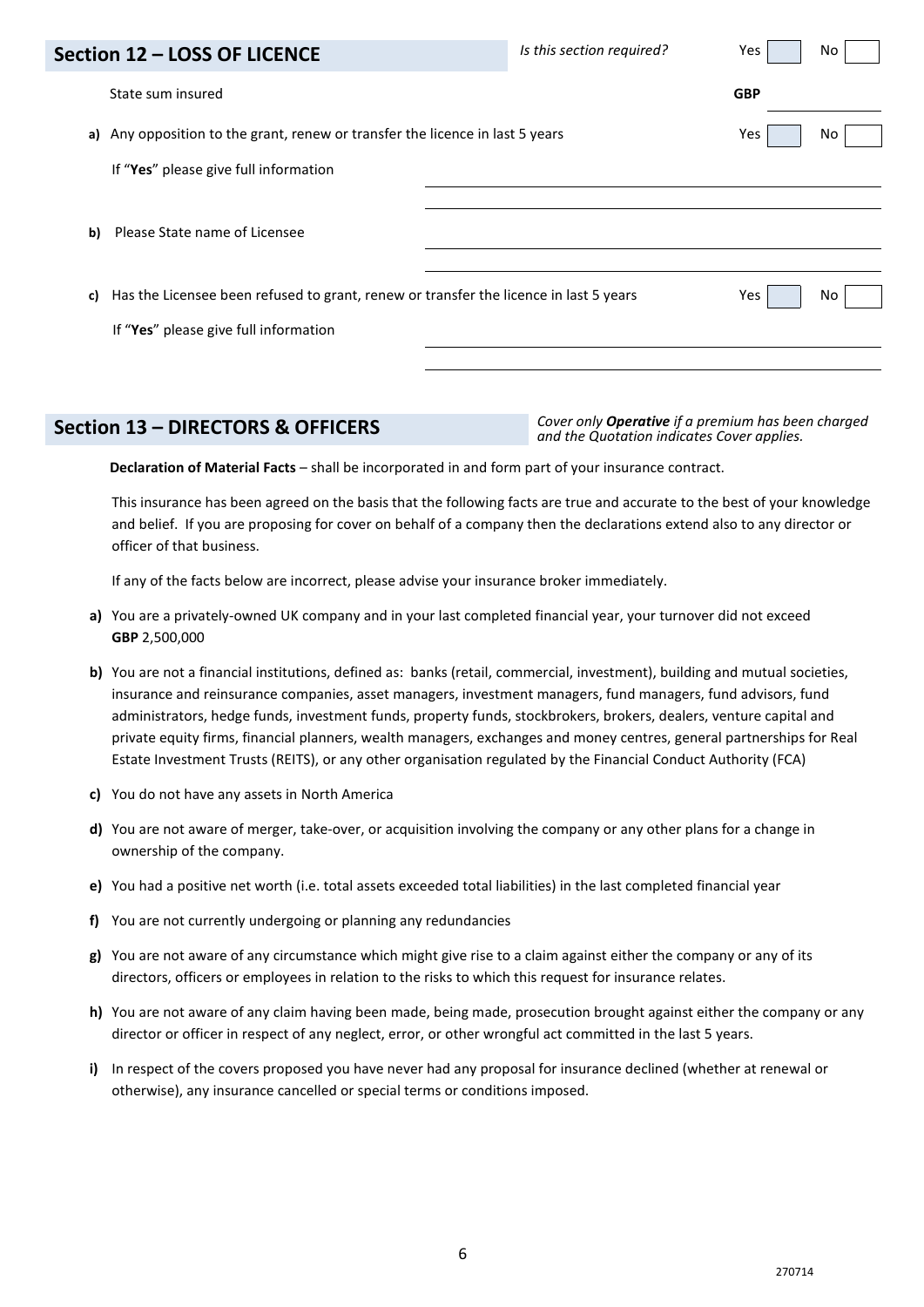## Section 12 – LOSS OF LICENCE

*Is this section required?* Yes ☐ No ☐

State sum insured **GBP** ____________

**a)** Any opposition to the grant, renew or transfer the licence in last 5 years Yes ☐ No ☐

If "**Yes**" please give full information ____________________________________________

____________________________________________

**b)** Please State name of Licensee ____________________________________________

____________________________________________

**c)** Has the Licensee been refused to grant, renew or transfer the licence in last 5 years Yes ☐ No ☐

If "**Yes**" please give full information ____________________________________________

____________________________________________

## Section 13 – DIRECTORS & OFFICERS

*Cover only **Operative** if a premium has been charged and the Quotation indicates Cover applies.*

**Declaration of Material Facts** – shall be incorporated in and form part of your insurance contract.

This insurance has been agreed on the basis that the following facts are true and accurate to the best of your knowledge and belief. If you are proposing for cover on behalf of a company then the declarations extend also to any director or officer of that business.

If any of the facts below are incorrect, please advise your insurance broker immediately.

**a)** You are a privately-owned UK company and in your last completed financial year, your turnover did not exceed **GBP** 2,500,000

**b)** You are not a financial institutions, defined as: banks (retail, commercial, investment), building and mutual societies, insurance and reinsurance companies, asset managers, investment managers, fund managers, fund advisors, fund administrators, hedge funds, investment funds, property funds, stockbrokers, brokers, dealers, venture capital and private equity firms, financial planners, wealth managers, exchanges and money centres, general partnerships for Real Estate Investment Trusts (REITS), or any other organisation regulated by the Financial Conduct Authority (FCA)

**c)** You do not have any assets in North America

**d)** You are not aware of merger, take-over, or acquisition involving the company or any other plans for a change in ownership of the company.

**e)** You had a positive net worth (i.e. total assets exceeded total liabilities) in the last completed financial year

**f)** You are not currently undergoing or planning any redundancies

**g)** You are not aware of any circumstance which might give rise to a claim against either the company or any of its directors, officers or employees in relation to the risks to which this request for insurance relates.

**h)** You are not aware of any claim having been made, being made, prosecution brought against either the company or any director or officer in respect of any neglect, error, or other wrongful act committed in the last 5 years.

**i)** In respect of the covers proposed you have never had any proposal for insurance declined (whether at renewal or otherwise), any insurance cancelled or special terms or conditions imposed.

270714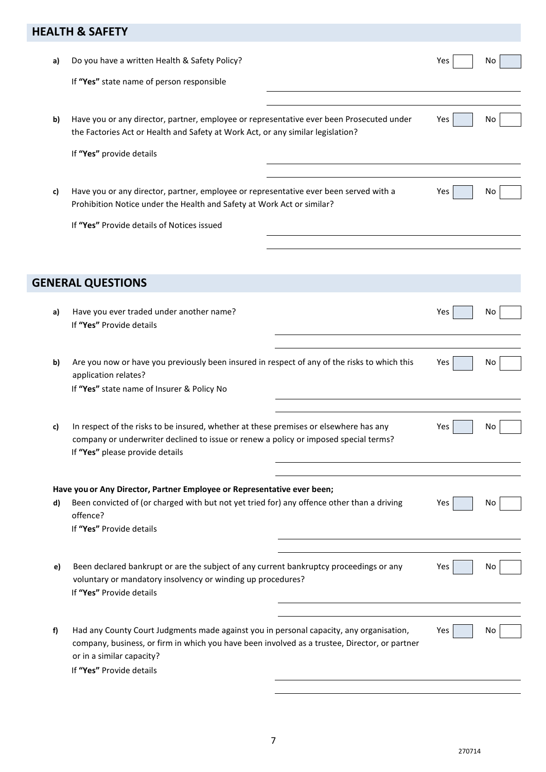## HEALTH & SAFETY

**a)** Do you have a written Health & Safety Policy? Yes ☐ No ☐

If **"Yes"** state name of person responsible

______________________________

**b)** Have you or any director, partner, employee or representative ever been Prosecuted under the Factories Act or Health and Safety at Work Act, or any similar legislation? Yes ☐ No ☐

If **"Yes"** provide details

______________________________

**c)** Have you or any director, partner, employee or representative ever been served with a Prohibition Notice under the Health and Safety at Work Act or similar? Yes ☐ No ☐

If **"Yes"** Provide details of Notices issued

______________________________

## GENERAL QUESTIONS

**a)** Have you ever traded under another name? Yes ☐ No ☐

If **"Yes"** Provide details

______________________________

**b)** Are you now or have you previously been insured in respect of any of the risks to which this application relates? Yes ☐ No ☐

If **"Yes"** state name of Insurer & Policy No

______________________________

**c)** In respect of the risks to be insured, whether at these premises or elsewhere has any company or underwriter declined to issue or renew a policy or imposed special terms? Yes ☐ No ☐

If **"Yes"** please provide details

______________________________

**Have you or Any Director, Partner Employee or Representative ever been;**

**d)** Been convicted of (or charged with but not yet tried for) any offence other than a driving offence? Yes ☐ No ☐

If **"Yes"** Provide details

______________________________

**e)** Been declared bankrupt or are the subject of any current bankruptcy proceedings or any voluntary or mandatory insolvency or winding up procedures? Yes ☐ No ☐

If **"Yes"** Provide details

______________________________

**f)** Had any County Court Judgments made against you in personal capacity, any organisation, company, business, or firm in which you have been involved as a trustee, Director, or partner or in a similar capacity? Yes ☐ No ☐

If **"Yes"** Provide details

______________________________

270714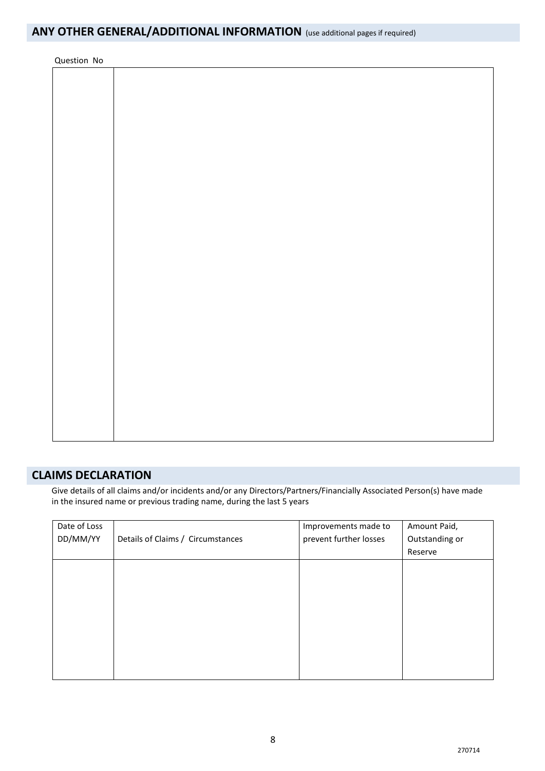## ANY OTHER GENERAL/ADDITIONAL INFORMATION (use additional pages if required)

| Question No | |
|---|---|
| | |

## CLAIMS DECLARATION

Give details of all claims and/or incidents and/or any Directors/Partners/Financially Associated Person(s) have made in the insured name or previous trading name, during the last 5 years

| Date of Loss DD/MM/YY | Details of Claims / Circumstances | Improvements made to prevent further losses | Amount Paid, Outstanding or Reserve |
|---|---|---|---|
| | | | |

270714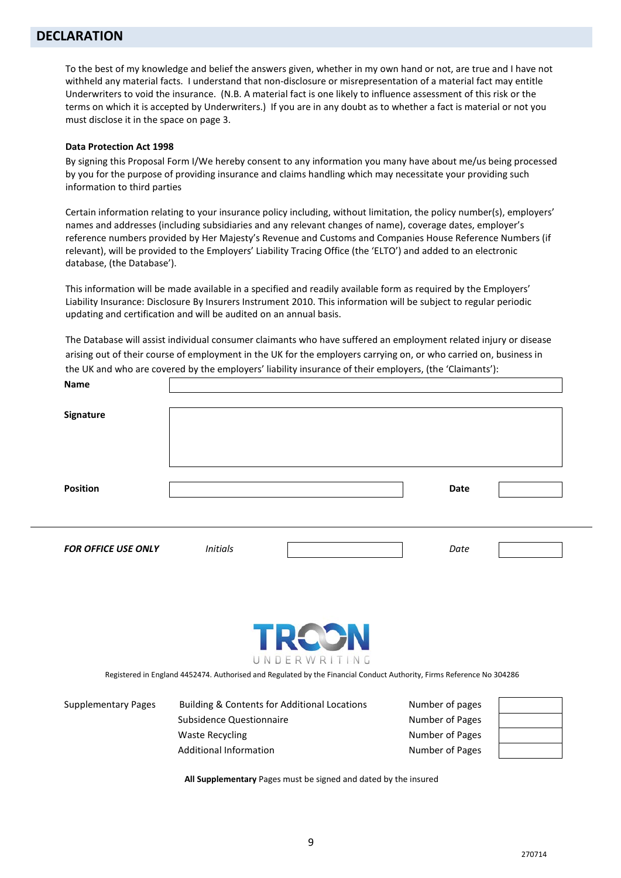## DECLARATION

To the best of my knowledge and belief the answers given, whether in my own hand or not, are true and I have not withheld any material facts. I understand that non-disclosure or misrepresentation of a material fact may entitle Underwriters to void the insurance. (N.B. A material fact is one likely to influence assessment of this risk or the terms on which it is accepted by Underwriters.) If you are in any doubt as to whether a fact is material or not you must disclose it in the space on page 3.

**Data Protection Act 1998**

By signing this Proposal Form I/We hereby consent to any information you many have about me/us being processed by you for the purpose of providing insurance and claims handling which may necessitate your providing such information to third parties

Certain information relating to your insurance policy including, without limitation, the policy number(s), employers' names and addresses (including subsidiaries and any relevant changes of name), coverage dates, employer's reference numbers provided by Her Majesty's Revenue and Customs and Companies House Reference Numbers (if relevant), will be provided to the Employers' Liability Tracing Office (the 'ELTO') and added to an electronic database, (the Database').

This information will be made available in a specified and readily available form as required by the Employers' Liability Insurance: Disclosure By Insurers Instrument 2010. This information will be subject to regular periodic updating and certification and will be audited on an annual basis.

The Database will assist individual consumer claimants who have suffered an employment related injury or disease arising out of their course of employment in the UK for the employers carrying on, or who carried on, business in the UK and who are covered by the employers' liability insurance of their employers, (the 'Claimants'):

| | | | |
|---|---|---|---|
| **Name** | | | |
| **Signature** | | | |
| **Position** | | **Date** | |

| | | | | |
|---|---|---|---|---|
| ***FOR OFFICE USE ONLY*** | *Initials* | | *Date* | |

TROON UNDERWRITING

Registered in England 4452474. Authorised and Regulated by the Financial Conduct Authority, Firms Reference No 304286

| | | | |
|---|---|---|---|
| Supplementary Pages | Building & Contents for Additional Locations | Number of pages | |
| | Subsidence Questionnaire | Number of Pages | |
| | Waste Recycling | Number of Pages | |
| | Additional Information | Number of Pages | |

**All Supplementary** Pages must be signed and dated by the insured

270714